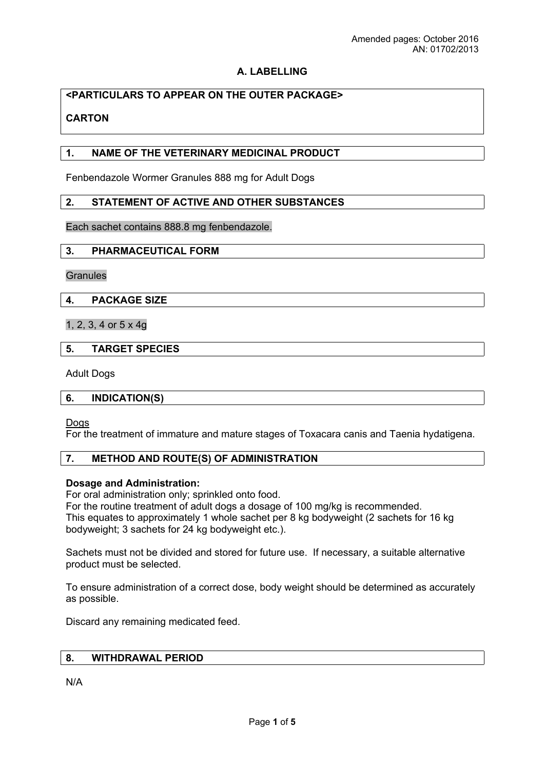Amended pages: October 2016
AN: 01702/2013

# A. LABELLING

**<PARTICULARS TO APPEAR ON THE OUTER PACKAGE>**

**CARTON**

## 1. NAME OF THE VETERINARY MEDICINAL PRODUCT

Fenbendazole Wormer Granules 888 mg for Adult Dogs

## 2. STATEMENT OF ACTIVE AND OTHER SUBSTANCES

Each sachet contains 888.8 mg fenbendazole.

## 3. PHARMACEUTICAL FORM

Granules

## 4. PACKAGE SIZE

1, 2, 3, 4 or 5 x 4g

## 5. TARGET SPECIES

Adult Dogs

## 6. INDICATION(S)

Dogs
For the treatment of immature and mature stages of Toxacara canis and Taenia hydatigena.

## 7. METHOD AND ROUTE(S) OF ADMINISTRATION

**Dosage and Administration:**
For oral administration only; sprinkled onto food.
For the routine treatment of adult dogs a dosage of 100 mg/kg is recommended.
This equates to approximately 1 whole sachet per 8 kg bodyweight (2 sachets for 16 kg bodyweight; 3 sachets for 24 kg bodyweight etc.).

Sachets must not be divided and stored for future use. If necessary, a suitable alternative product must be selected.

To ensure administration of a correct dose, body weight should be determined as accurately as possible.

Discard any remaining medicated feed.

## 8. WITHDRAWAL PERIOD

N/A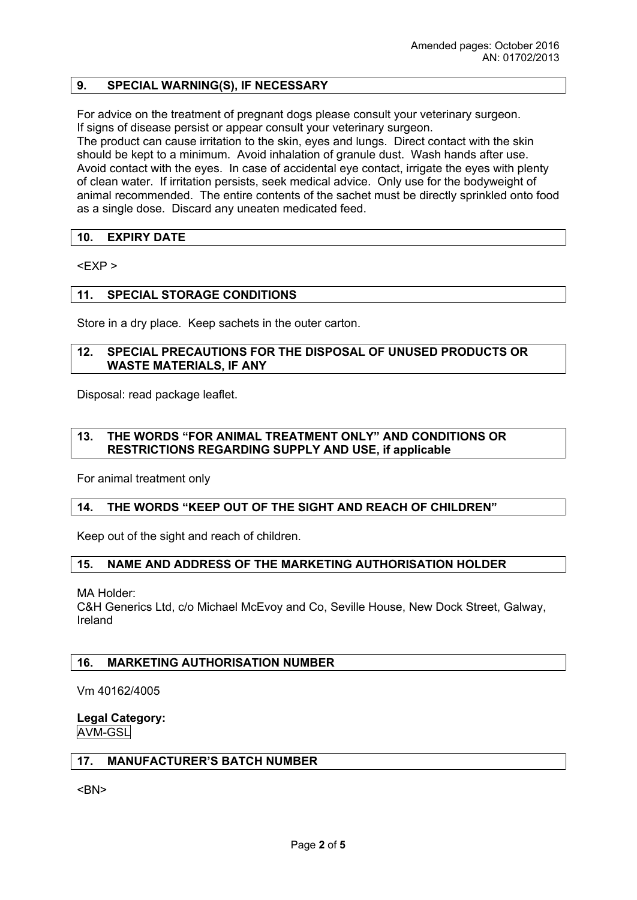Amended pages: October 2016
AN: 01702/2013

## 9. SPECIAL WARNING(S), IF NECESSARY

For advice on the treatment of pregnant dogs please consult your veterinary surgeon.
If signs of disease persist or appear consult your veterinary surgeon.
The product can cause irritation to the skin, eyes and lungs. Direct contact with the skin should be kept to a minimum. Avoid inhalation of granule dust. Wash hands after use. Avoid contact with the eyes. In case of accidental eye contact, irrigate the eyes with plenty of clean water. If irritation persists, seek medical advice. Only use for the bodyweight of animal recommended. The entire contents of the sachet must be directly sprinkled onto food as a single dose. Discard any uneaten medicated feed.

## 10. EXPIRY DATE

<EXP >

## 11. SPECIAL STORAGE CONDITIONS

Store in a dry place. Keep sachets in the outer carton.

## 12. SPECIAL PRECAUTIONS FOR THE DISPOSAL OF UNUSED PRODUCTS OR WASTE MATERIALS, IF ANY

Disposal: read package leaflet.

## 13. THE WORDS "FOR ANIMAL TREATMENT ONLY" AND CONDITIONS OR RESTRICTIONS REGARDING SUPPLY AND USE, if applicable

For animal treatment only

## 14. THE WORDS "KEEP OUT OF THE SIGHT AND REACH OF CHILDREN"

Keep out of the sight and reach of children.

## 15. NAME AND ADDRESS OF THE MARKETING AUTHORISATION HOLDER

MA Holder:
C&H Generics Ltd, c/o Michael McEvoy and Co, Seville House, New Dock Street, Galway, Ireland

## 16. MARKETING AUTHORISATION NUMBER

Vm 40162/4005

**Legal Category:**
AVM-GSL

## 17. MANUFACTURER'S BATCH NUMBER

<BN>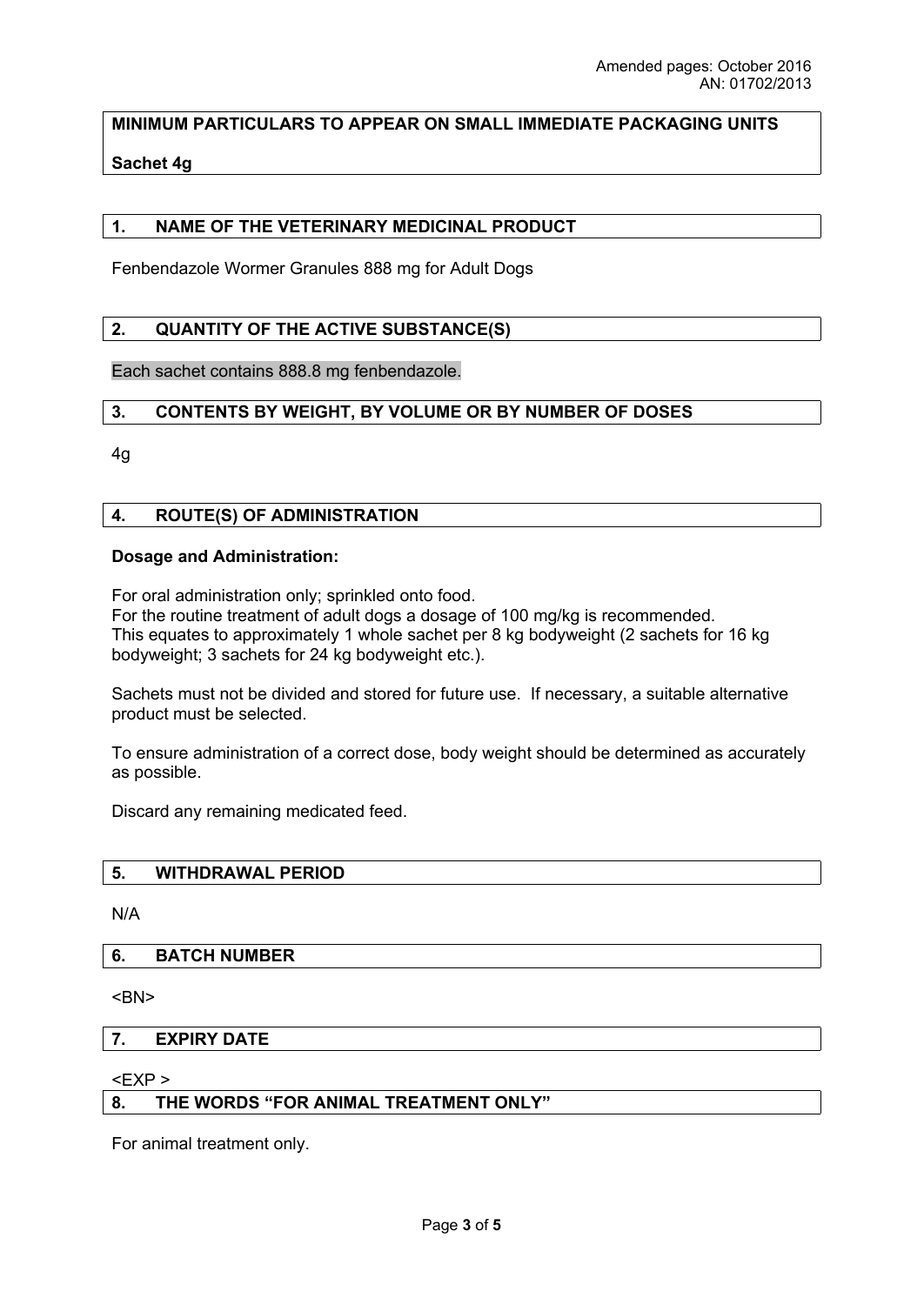Amended pages: October 2016
AN: 01702/2013

**MINIMUM PARTICULARS TO APPEAR ON SMALL IMMEDIATE PACKAGING UNITS**

**Sachet 4g**

## 1. NAME OF THE VETERINARY MEDICINAL PRODUCT

Fenbendazole Wormer Granules 888 mg for Adult Dogs

## 2. QUANTITY OF THE ACTIVE SUBSTANCE(S)

Each sachet contains 888.8 mg fenbendazole.

## 3. CONTENTS BY WEIGHT, BY VOLUME OR BY NUMBER OF DOSES

4g

## 4. ROUTE(S) OF ADMINISTRATION

**Dosage and Administration:**

For oral administration only; sprinkled onto food.
For the routine treatment of adult dogs a dosage of 100 mg/kg is recommended.
This equates to approximately 1 whole sachet per 8 kg bodyweight (2 sachets for 16 kg bodyweight; 3 sachets for 24 kg bodyweight etc.).

Sachets must not be divided and stored for future use. If necessary, a suitable alternative product must be selected.

To ensure administration of a correct dose, body weight should be determined as accurately as possible.

Discard any remaining medicated feed.

## 5. WITHDRAWAL PERIOD

N/A

## 6. BATCH NUMBER

<BN>

## 7. EXPIRY DATE

<EXP >

## 8. THE WORDS "FOR ANIMAL TREATMENT ONLY"

For animal treatment only.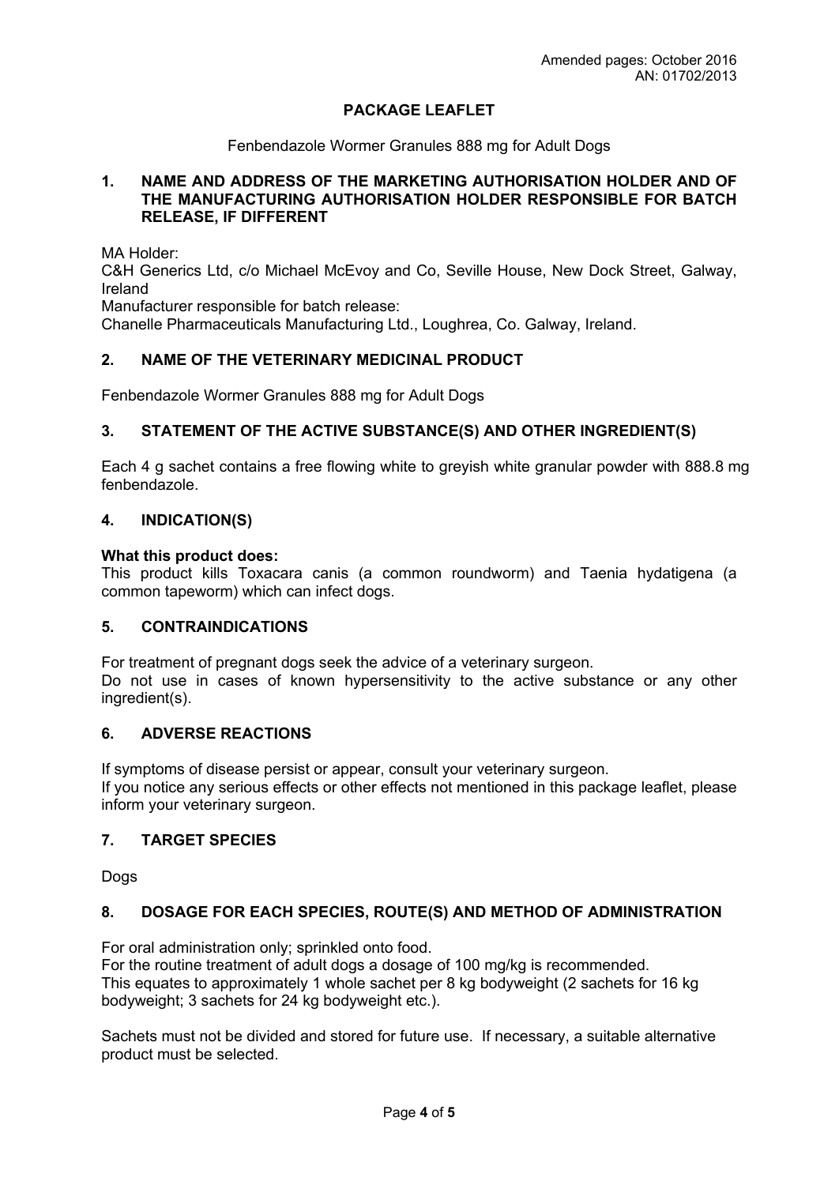Amended pages: October 2016
AN: 01702/2013

**PACKAGE LEAFLET**

Fenbendazole Wormer Granules 888 mg for Adult Dogs

## 1. NAME AND ADDRESS OF THE MARKETING AUTHORISATION HOLDER AND OF THE MANUFACTURING AUTHORISATION HOLDER RESPONSIBLE FOR BATCH RELEASE, IF DIFFERENT

MA Holder:
C&H Generics Ltd, c/o Michael McEvoy and Co, Seville House, New Dock Street, Galway, Ireland
Manufacturer responsible for batch release:
Chanelle Pharmaceuticals Manufacturing Ltd., Loughrea, Co. Galway, Ireland.

## 2. NAME OF THE VETERINARY MEDICINAL PRODUCT

Fenbendazole Wormer Granules 888 mg for Adult Dogs

## 3. STATEMENT OF THE ACTIVE SUBSTANCE(S) AND OTHER INGREDIENT(S)

Each 4 g sachet contains a free flowing white to greyish white granular powder with 888.8 mg fenbendazole.

## 4. INDICATION(S)

**What this product does:**
This product kills Toxacara canis (a common roundworm) and Taenia hydatigena (a common tapeworm) which can infect dogs.

## 5. CONTRAINDICATIONS

For treatment of pregnant dogs seek the advice of a veterinary surgeon.
Do not use in cases of known hypersensitivity to the active substance or any other ingredient(s).

## 6. ADVERSE REACTIONS

If symptoms of disease persist or appear, consult your veterinary surgeon.
If you notice any serious effects or other effects not mentioned in this package leaflet, please inform your veterinary surgeon.

## 7. TARGET SPECIES

Dogs

## 8. DOSAGE FOR EACH SPECIES, ROUTE(S) AND METHOD OF ADMINISTRATION

For oral administration only; sprinkled onto food.
For the routine treatment of adult dogs a dosage of 100 mg/kg is recommended.
This equates to approximately 1 whole sachet per 8 kg bodyweight (2 sachets for 16 kg bodyweight; 3 sachets for 24 kg bodyweight etc.).

Sachets must not be divided and stored for future use. If necessary, a suitable alternative product must be selected.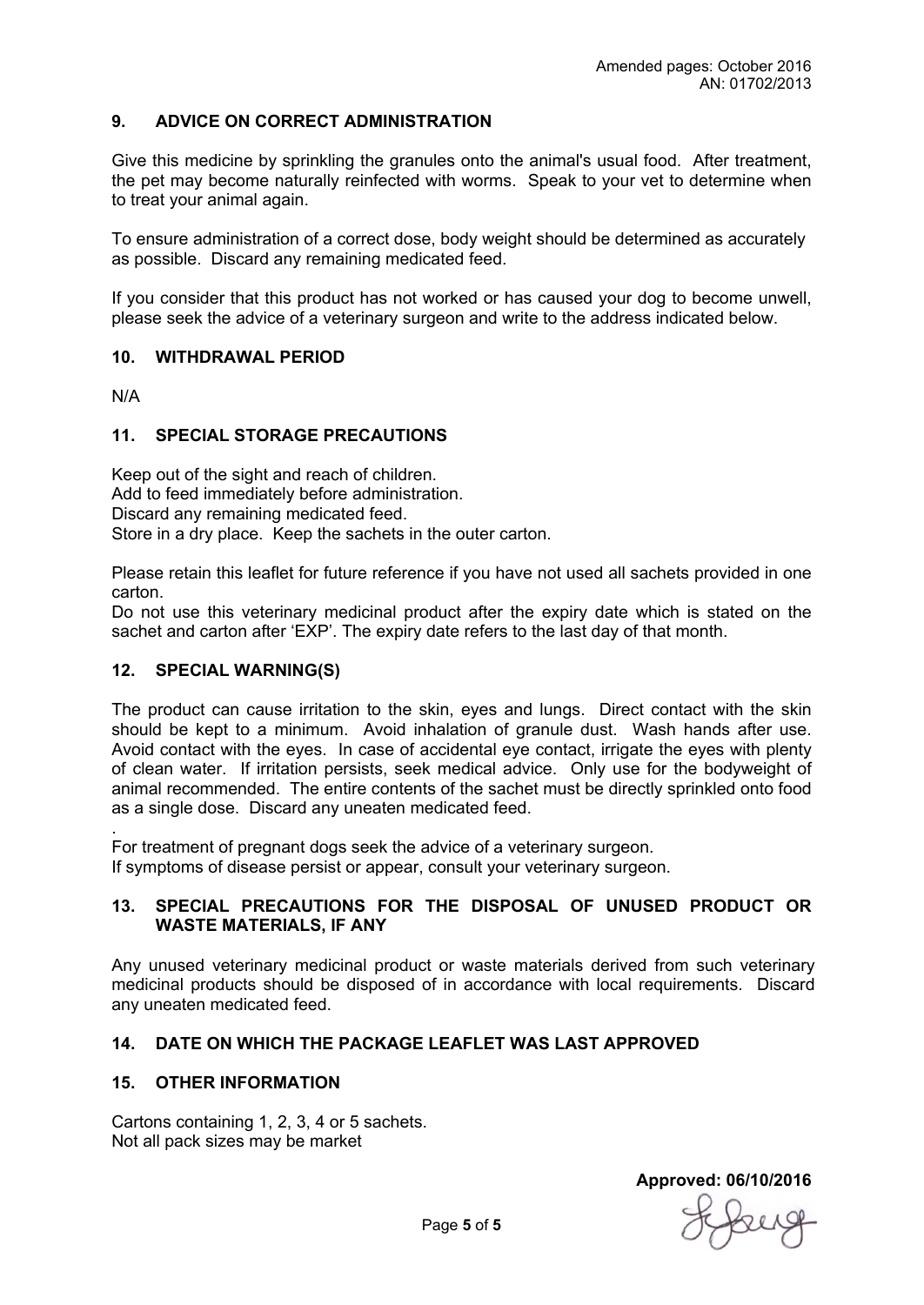Amended pages: October 2016
AN: 01702/2013

## 9. ADVICE ON CORRECT ADMINISTRATION

Give this medicine by sprinkling the granules onto the animal's usual food. After treatment, the pet may become naturally reinfected with worms. Speak to your vet to determine when to treat your animal again.

To ensure administration of a correct dose, body weight should be determined as accurately as possible. Discard any remaining medicated feed.

If you consider that this product has not worked or has caused your dog to become unwell, please seek the advice of a veterinary surgeon and write to the address indicated below.

## 10. WITHDRAWAL PERIOD

N/A

## 11. SPECIAL STORAGE PRECAUTIONS

Keep out of the sight and reach of children.
Add to feed immediately before administration.
Discard any remaining medicated feed.
Store in a dry place. Keep the sachets in the outer carton.

Please retain this leaflet for future reference if you have not used all sachets provided in one carton.
Do not use this veterinary medicinal product after the expiry date which is stated on the sachet and carton after 'EXP'. The expiry date refers to the last day of that month.

## 12. SPECIAL WARNING(S)

The product can cause irritation to the skin, eyes and lungs. Direct contact with the skin should be kept to a minimum. Avoid inhalation of granule dust. Wash hands after use. Avoid contact with the eyes. In case of accidental eye contact, irrigate the eyes with plenty of clean water. If irritation persists, seek medical advice. Only use for the bodyweight of animal recommended. The entire contents of the sachet must be directly sprinkled onto food as a single dose. Discard any uneaten medicated feed.

.
For treatment of pregnant dogs seek the advice of a veterinary surgeon.
If symptoms of disease persist or appear, consult your veterinary surgeon.

## 13. SPECIAL PRECAUTIONS FOR THE DISPOSAL OF UNUSED PRODUCT OR WASTE MATERIALS, IF ANY

Any unused veterinary medicinal product or waste materials derived from such veterinary medicinal products should be disposed of in accordance with local requirements. Discard any uneaten medicated feed.

## 14. DATE ON WHICH THE PACKAGE LEAFLET WAS LAST APPROVED

## 15. OTHER INFORMATION

Cartons containing 1, 2, 3, 4 or 5 sachets.
Not all pack sizes may be market

**Approved: 06/10/2016**